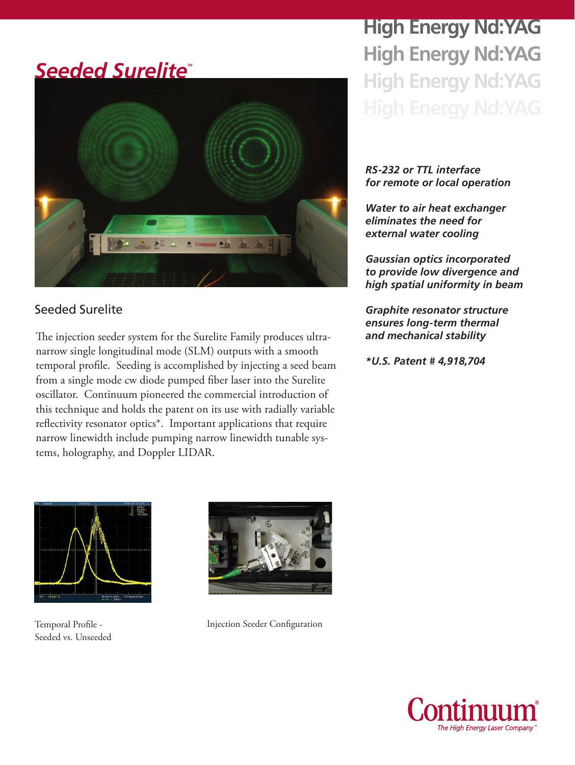# Seeded Surelite™

# High Energy Nd:YAG

## Seeded Surelite

The injection seeder system for the Surelite Family produces ultra-narrow single longitudinal mode (SLM) outputs with a smooth temporal profile. Seeding is accomplished by injecting a seed beam from a single mode cw diode pumped fiber laser into the Surelite oscillator. Continuum pioneered the commercial introduction of this technique and holds the patent on its use with radially variable reflectivity resonator optics*. Important applications that require narrow linewidth include pumping narrow linewidth tunable systems, holography, and Doppler LIDAR.

***RS-232 or TTL interface for remote or local operation***

***Water to air heat exchanger eliminates the need for external water cooling***

***Gaussian optics incorporated to provide low divergence and high spatial uniformity in beam***

***Graphite resonator structure ensures long-term thermal and mechanical stability***

****U.S. Patent # 4,918,704***

Temporal Profile - Seeded vs. Unseeded

Injection Seeder Configuration

Continuum®
*The High Energy Laser Company™*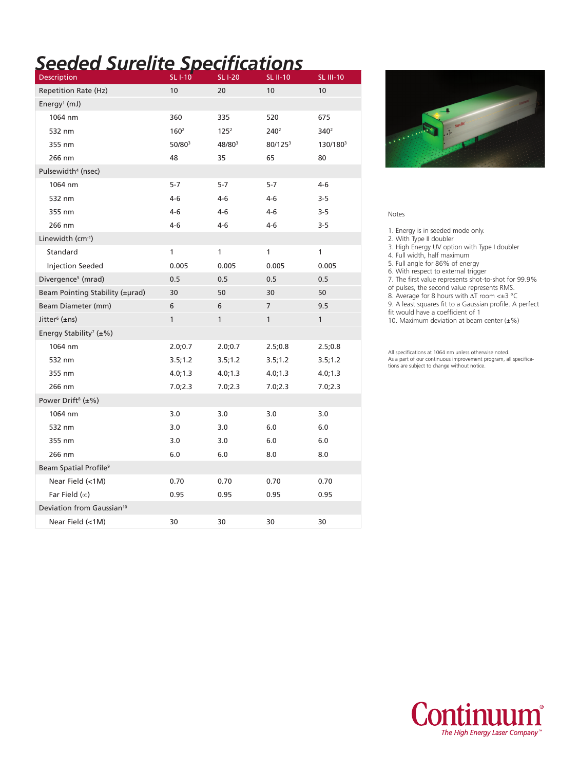# Seeded Surelite Specifications

| Description | SL I-10 | SL I-20 | SL II-10 | SL III-10 |
|---|---|---|---|---|
| Repetition Rate (Hz) | 10 | 20 | 10 | 10 |
| Energy[1] (mJ) | | | | |
| 1064 nm | 360 | 335 | 520 | 675 |
| 532 nm | 160[2] | 125[2] | 240[2] | 340[2] |
| 355 nm | 50/80[3] | 48/80[3] | 80/125[3] | 130/180[3] |
| 266 nm | 48 | 35 | 65 | 80 |
| Pulsewidth[4] (nsec) | | | | |
| 1064 nm | 5-7 | 5-7 | 5-7 | 4-6 |
| 532 nm | 4-6 | 4-6 | 4-6 | 3-5 |
| 355 nm | 4-6 | 4-6 | 4-6 | 3-5 |
| 266 nm | 4-6 | 4-6 | 4-6 | 3-5 |
| Linewidth ($cm^{-1}$) | | | | |
| Standard | 1 | 1 | 1 | 1 |
| Injection Seeded | 0.005 | 0.005 | 0.005 | 0.005 |
| Divergence[5] (mrad) | 0.5 | 0.5 | 0.5 | 0.5 |
| Beam Pointing Stability (±μrad) | 30 | 50 | 30 | 50 |
| Beam Diameter (mm) | 6 | 6 | 7 | 9.5 |
| Jitter[6] (±ns) | 1 | 1 | 1 | 1 |
| Energy Stability[7] (±%) | | | | |
| 1064 nm | 2.0;0.7 | 2.0;0.7 | 2.5;0.8 | 2.5;0.8 |
| 532 nm | 3.5;1.2 | 3.5;1.2 | 3.5;1.2 | 3.5;1.2 |
| 355 nm | 4.0;1.3 | 4.0;1.3 | 4.0;1.3 | 4.0;1.3 |
| 266 nm | 7.0;2.3 | 7.0;2.3 | 7.0;2.3 | 7.0;2.3 |
| Power Drift[8] (±%) | | | | |
| 1064 nm | 3.0 | 3.0 | 3.0 | 3.0 |
| 532 nm | 3.0 | 3.0 | 6.0 | 6.0 |
| 355 nm | 3.0 | 3.0 | 6.0 | 6.0 |
| 266 nm | 6.0 | 6.0 | 8.0 | 8.0 |
| Beam Spatial Profile[9] | | | | |
| Near Field (<1M) | 0.70 | 0.70 | 0.70 | 0.70 |
| Far Field (∞) | 0.95 | 0.95 | 0.95 | 0.95 |
| Deviation from Gaussian[10] | | | | |
| Near Field (<1M) | 30 | 30 | 30 | 30 |

Notes

1. Energy is in seeded mode only.
2. With Type II doubler
3. High Energy UV option with Type I doubler
4. Full width, half maximum
5. Full angle for 86% of energy
6. With respect to external trigger
7. The first value represents shot-to-shot for 99.9% of pulses, the second value represents RMS.
8. Average for 8 hours with $\Delta T$ room <±3 °C
9. A least squares fit to a Gaussian profile. A perfect fit would have a coefficient of 1
10. Maximum deviation at beam center (±%)

All specifications at 1064 nm unless otherwise noted.
As a part of our continuous improvement program, all specifications are subject to change without notice.

Continuum®
*The High Energy Laser Company™*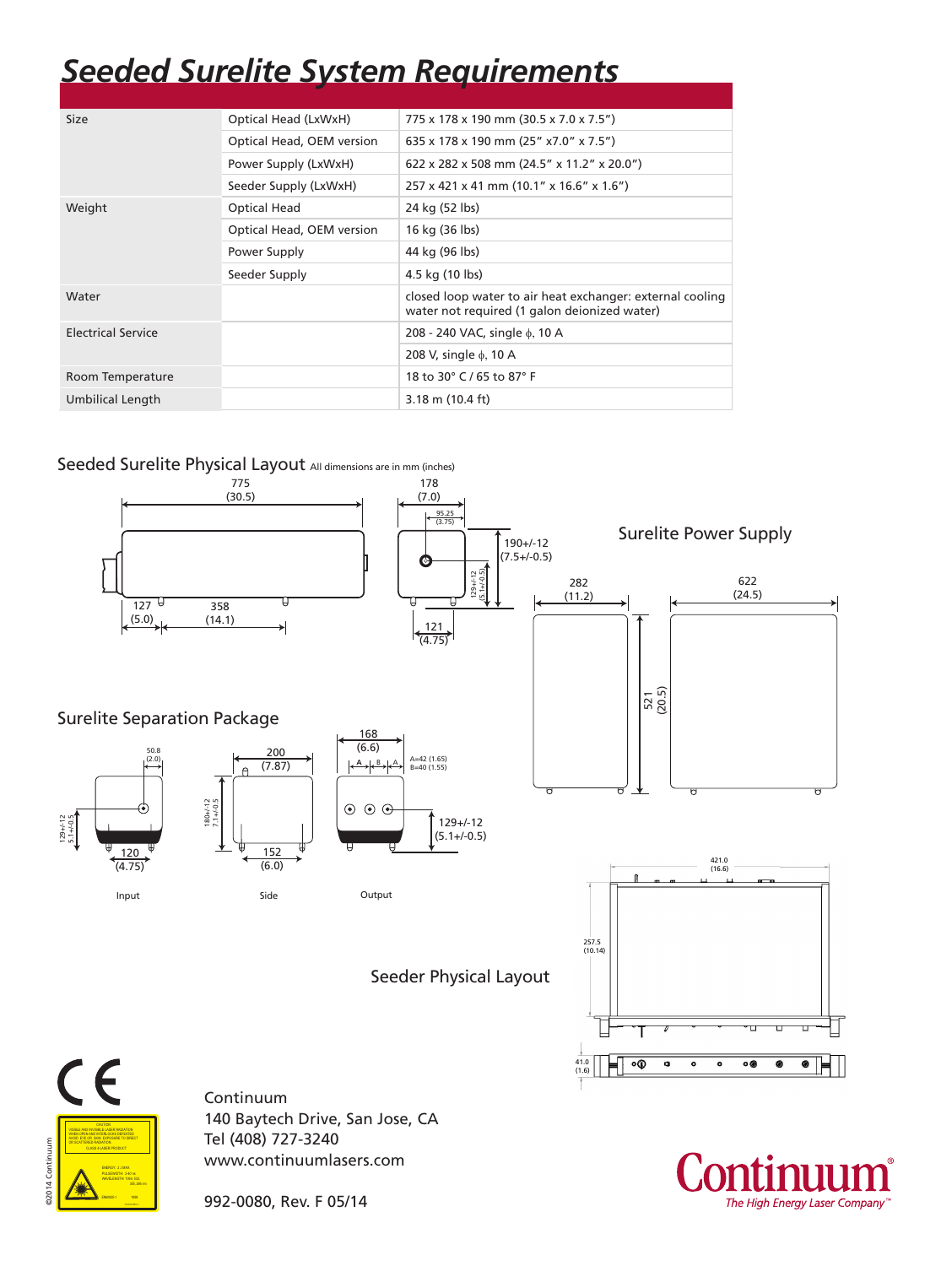# Seeded Surelite System Requirements

| | | |
|---|---|---|
| Size | Optical Head (LxWxH) | 775 x 178 x 190 mm (30.5 x 7.0 x 7.5”) |
| | Optical Head, OEM version | 635 x 178 x 190 mm (25” x7.0” x 7.5”) |
| | Power Supply (LxWxH) | 622 x 282 x 508 mm (24.5” x 11.2” x 20.0”) |
| | Seeder Supply (LxWxH) | 257 x 421 x 41 mm (10.1” x 16.6” x 1.6”) |
| Weight | Optical Head | 24 kg (52 lbs) |
| | Optical Head, OEM version | 16 kg (36 lbs) |
| | Power Supply | 44 kg (96 lbs) |
| | Seeder Supply | 4.5 kg (10 lbs) |
| Water | | closed loop water to air heat exchanger: external cooling water not required (1 galon deionized water) |
| Electrical Service | | 208 - 240 VAC, single ϕ, 10 A |
| | | 208 V, single ϕ, 10 A |
| Room Temperature | | 18 to 30° C / 65 to 87° F |
| Umbilical Length | | 3.18 m (10.4 ft) |

## Seeded Surelite Physical Layout

All dimensions are in mm (inches)

775 (30.5)
127 (5.0)
358 (14.1)
178 (7.0)
95.25 (3.75)
190+/-12 (7.5+/-0.5)
129+/-12 (5.1+/-0.5)
121 (4.75)

Surelite Power Supply

282 (11.2)
622 (24.5)
521 (20.5)

## Surelite Separation Package

50.8 (2.0)
129+/-12 5.1+/-0.5
120 (4.75)
Input

200 (7.87)
180+/-12 7.1+/-0.5
152 (6.0)
Side

168 (6.6)
A=42 (1.65)
B=40 (1.55)
129+/-12 (5.1+/-0.5)
Output

Seeder Physical Layout

421.0 (16.6)
257.5 (10.14)
41.0 (1.6)

Continuum
140 Baytech Drive, San Jose, CA
Tel (408) 727-3240
www.continuumlasers.com

992-0080, Rev. F 05/14

©2014 Continuum

Continuum®
The High Energy Laser Company™